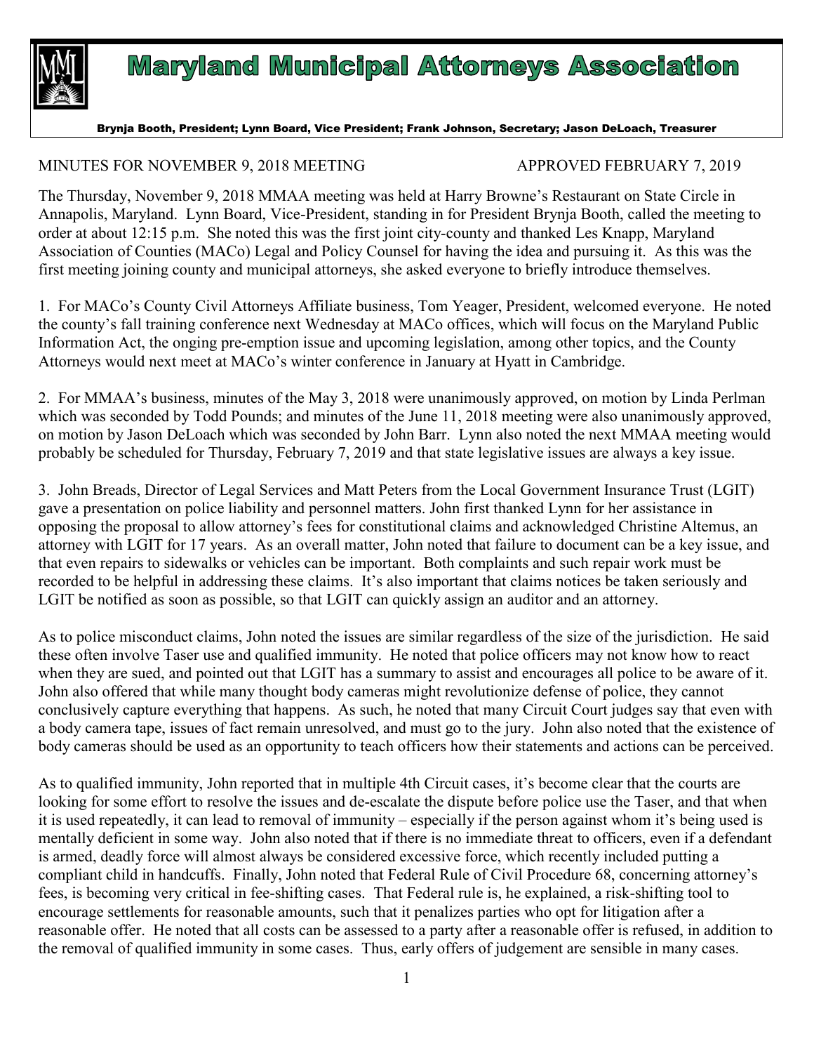# Maryland Municipal Attorneys Association

**Brynja Booth, President; Lynn Board, Vice President; Frank Johnson, Secretary; Jason DeLoach, Treasurer**

MINUTES FOR NOVEMBER 9, 2018 MEETING APPROVED FEBRUARY 7, 2019

The Thursday, November 9, 2018 MMAA meeting was held at Harry Browne's Restaurant on State Circle in Annapolis, Maryland. Lynn Board, Vice-President, standing in for President Brynja Booth, called the meeting to order at about 12:15 p.m. She noted this was the first joint city-county and thanked Les Knapp, Maryland Association of Counties (MACo) Legal and Policy Counsel for having the idea and pursuing it. As this was the first meeting joining county and municipal attorneys, she asked everyone to briefly introduce themselves.

1. For MACo's County Civil Attorneys Affiliate business, Tom Yeager, President, welcomed everyone. He noted the county's fall training conference next Wednesday at MACo offices, which will focus on the Maryland Public Information Act, the onging pre-emption issue and upcoming legislation, among other topics, and the County Attorneys would next meet at MACo's winter conference in January at Hyatt in Cambridge.

2. For MMAA's business, minutes of the May 3, 2018 were unanimously approved, on motion by Linda Perlman which was seconded by Todd Pounds; and minutes of the June 11, 2018 meeting were also unanimously approved, on motion by Jason DeLoach which was seconded by John Barr. Lynn also noted the next MMAA meeting would probably be scheduled for Thursday, February 7, 2019 and that state legislative issues are always a key issue.

3. John Breads, Director of Legal Services and Matt Peters from the Local Government Insurance Trust (LGIT) gave a presentation on police liability and personnel matters. John first thanked Lynn for her assistance in opposing the proposal to allow attorney's fees for constitutional claims and acknowledged Christine Altemus, an attorney with LGIT for 17 years. As an overall matter, John noted that failure to document can be a key issue, and that even repairs to sidewalks or vehicles can be important. Both complaints and such repair work must be recorded to be helpful in addressing these claims. It's also important that claims notices be taken seriously and LGIT be notified as soon as possible, so that LGIT can quickly assign an auditor and an attorney.

As to police misconduct claims, John noted the issues are similar regardless of the size of the jurisdiction. He said these often involve Taser use and qualified immunity. He noted that police officers may not know how to react when they are sued, and pointed out that LGIT has a summary to assist and encourages all police to be aware of it. John also offered that while many thought body cameras might revolutionize defense of police, they cannot conclusively capture everything that happens. As such, he noted that many Circuit Court judges say that even with a body camera tape, issues of fact remain unresolved, and must go to the jury. John also noted that the existence of body cameras should be used as an opportunity to teach officers how their statements and actions can be perceived.

As to qualified immunity, John reported that in multiple 4th Circuit cases, it's become clear that the courts are looking for some effort to resolve the issues and de-escalate the dispute before police use the Taser, and that when it is used repeatedly, it can lead to removal of immunity – especially if the person against whom it's being used is mentally deficient in some way. John also noted that if there is no immediate threat to officers, even if a defendant is armed, deadly force will almost always be considered excessive force, which recently included putting a compliant child in handcuffs. Finally, John noted that Federal Rule of Civil Procedure 68, concerning attorney's fees, is becoming very critical in fee-shifting cases. That Federal rule is, he explained, a risk-shifting tool to encourage settlements for reasonable amounts, such that it penalizes parties who opt for litigation after a reasonable offer. He noted that all costs can be assessed to a party after a reasonable offer is refused, in addition to the removal of qualified immunity in some cases. Thus, early offers of judgement are sensible in many cases.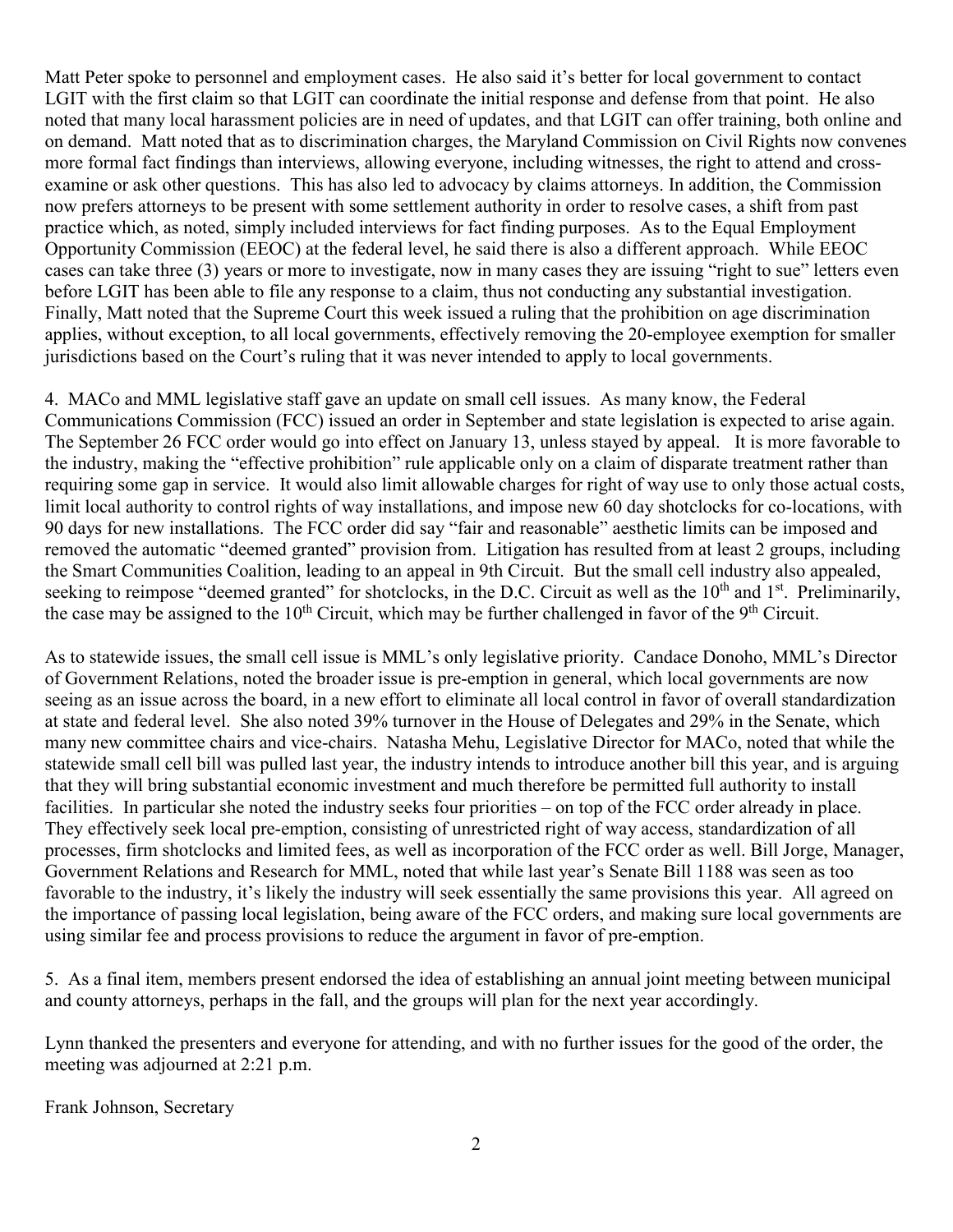Matt Peter spoke to personnel and employment cases. He also said it's better for local government to contact LGIT with the first claim so that LGIT can coordinate the initial response and defense from that point. He also noted that many local harassment policies are in need of updates, and that LGIT can offer training, both online and on demand. Matt noted that as to discrimination charges, the Maryland Commission on Civil Rights now convenes more formal fact findings than interviews, allowing everyone, including witnesses, the right to attend and cross-examine or ask other questions. This has also led to advocacy by claims attorneys. In addition, the Commission now prefers attorneys to be present with some settlement authority in order to resolve cases, a shift from past practice which, as noted, simply included interviews for fact finding purposes. As to the Equal Employment Opportunity Commission (EEOC) at the federal level, he said there is also a different approach. While EEOC cases can take three (3) years or more to investigate, now in many cases they are issuing "right to sue" letters even before LGIT has been able to file any response to a claim, thus not conducting any substantial investigation. Finally, Matt noted that the Supreme Court this week issued a ruling that the prohibition on age discrimination applies, without exception, to all local governments, effectively removing the 20-employee exemption for smaller jurisdictions based on the Court's ruling that it was never intended to apply to local governments.

4. MACo and MML legislative staff gave an update on small cell issues. As many know, the Federal Communications Commission (FCC) issued an order in September and state legislation is expected to arise again. The September 26 FCC order would go into effect on January 13, unless stayed by appeal. It is more favorable to the industry, making the "effective prohibition" rule applicable only on a claim of disparate treatment rather than requiring some gap in service. It would also limit allowable charges for right of way use to only those actual costs, limit local authority to control rights of way installations, and impose new 60 day shotclocks for co-locations, with 90 days for new installations. The FCC order did say "fair and reasonable" aesthetic limits can be imposed and removed the automatic "deemed granted" provision from. Litigation has resulted from at least 2 groups, including the Smart Communities Coalition, leading to an appeal in 9th Circuit. But the small cell industry also appealed, seeking to reimpose "deemed granted" for shotclocks, in the D.C. Circuit as well as the 10th and 1st. Preliminarily, the case may be assigned to the 10th Circuit, which may be further challenged in favor of the 9th Circuit.

As to statewide issues, the small cell issue is MML's only legislative priority. Candace Donoho, MML's Director of Government Relations, noted the broader issue is pre-emption in general, which local governments are now seeing as an issue across the board, in a new effort to eliminate all local control in favor of overall standardization at state and federal level. She also noted 39% turnover in the House of Delegates and 29% in the Senate, which many new committee chairs and vice-chairs. Natasha Mehu, Legislative Director for MACo, noted that while the statewide small cell bill was pulled last year, the industry intends to introduce another bill this year, and is arguing that they will bring substantial economic investment and much therefore be permitted full authority to install facilities. In particular she noted the industry seeks four priorities – on top of the FCC order already in place. They effectively seek local pre-emption, consisting of unrestricted right of way access, standardization of all processes, firm shotclocks and limited fees, as well as incorporation of the FCC order as well. Bill Jorge, Manager, Government Relations and Research for MML, noted that while last year's Senate Bill 1188 was seen as too favorable to the industry, it's likely the industry will seek essentially the same provisions this year. All agreed on the importance of passing local legislation, being aware of the FCC orders, and making sure local governments are using similar fee and process provisions to reduce the argument in favor of pre-emption.

5. As a final item, members present endorsed the idea of establishing an annual joint meeting between municipal and county attorneys, perhaps in the fall, and the groups will plan for the next year accordingly.

Lynn thanked the presenters and everyone for attending, and with no further issues for the good of the order, the meeting was adjourned at 2:21 p.m.

Frank Johnson, Secretary